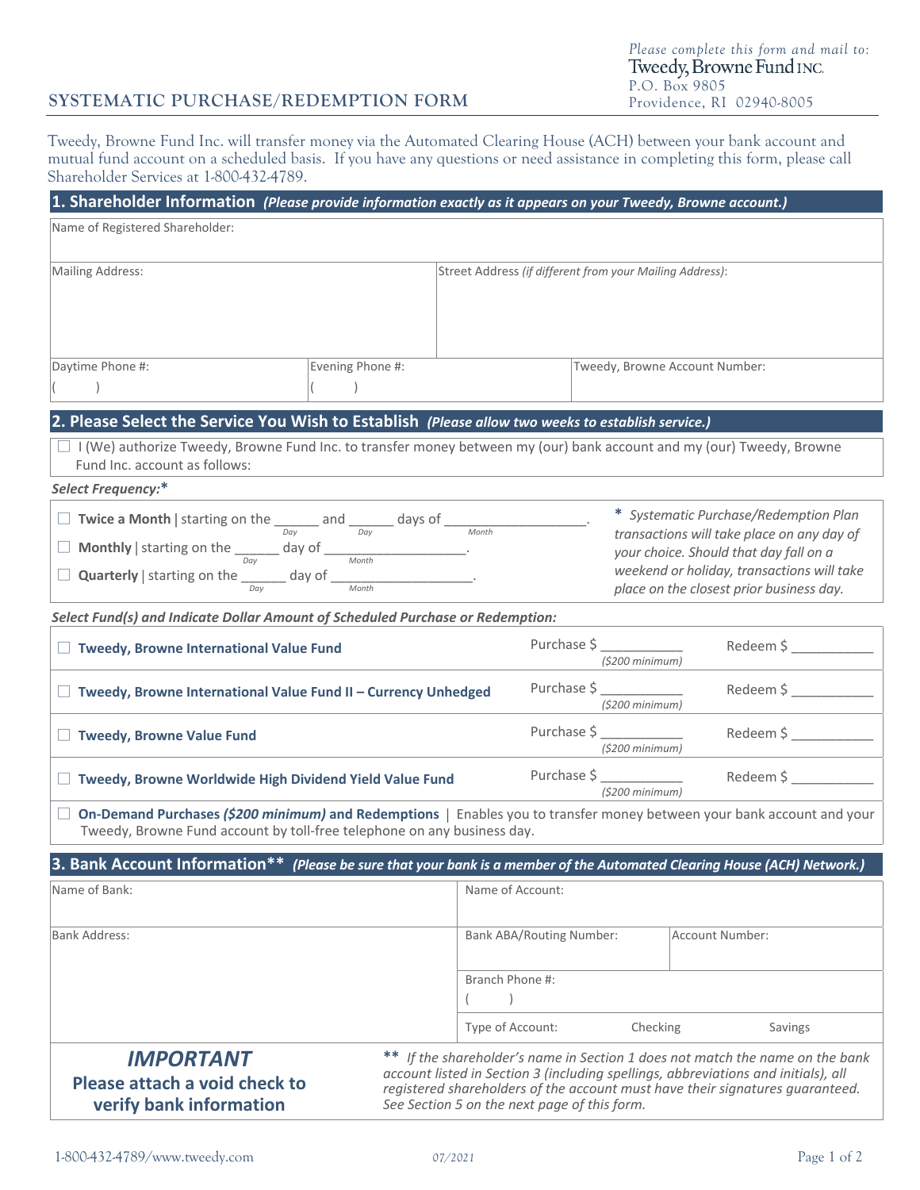# SYSTEMATIC PURCHASE/REDEMPTION FORM

*Please complete this form and mail to:*
Tweedy, Browne Fund INC.
P.O. Box 9805
Providence, RI 02940-8005

Tweedy, Browne Fund Inc. will transfer money via the Automated Clearing House (ACH) between your bank account and mutual fund account on a scheduled basis. If you have any questions or need assistance in completing this form, please call Shareholder Services at 1-800-432-4789.

## 1. Shareholder Information *(Please provide information exactly as it appears on your Tweedy, Browne account.)*

Name of Registered Shareholder:

| Mailing Address: | Street Address *(if different from your Mailing Address)*: |
|---|---|
| | |

| Daytime Phone #: | Evening Phone #: | Tweedy, Browne Account Number: |
|---|---|---|
| ( ) | ( ) | |

## 2. Please Select the Service You Wish to Establish *(Please allow two weeks to establish service.)*

☐ I (We) authorize Tweedy, Browne Fund Inc. to transfer money between my (our) bank account and my (our) Tweedy, Browne Fund Inc. account as follows:

*Select Frequency:**

☐ **Twice a Month** | starting on the ______ (Day) and ______ (Day) days of __________________ (Month).

☐ **Monthly** | starting on the ______ (Day) day of __________________ (Month).

☐ **Quarterly** | starting on the ______ (Day) day of __________________ (Month).

*\* Systematic Purchase/Redemption Plan transactions will take place on any day of your choice. Should that day fall on a weekend or holiday, transactions will take place on the closest prior business day.*

*Select Fund(s) and Indicate Dollar Amount of Scheduled Purchase or Redemption:*

| Fund | Purchase | Redeem |
|---|---|---|
| ☐ **Tweedy, Browne International Value Fund** | Purchase $ __________ ($200 minimum) | Redeem $ __________ |
| ☐ **Tweedy, Browne International Value Fund II – Currency Unhedged** | Purchase $ __________ ($200 minimum) | Redeem $ __________ |
| ☐ **Tweedy, Browne Value Fund** | Purchase $ __________ ($200 minimum) | Redeem $ __________ |
| ☐ **Tweedy, Browne Worldwide High Dividend Yield Value Fund** | Purchase $ __________ ($200 minimum) | Redeem $ __________ |

☐ **On-Demand Purchases *($200 minimum)* and Redemptions** | Enables you to transfer money between your bank account and your Tweedy, Browne Fund account by toll-free telephone on any business day.

## 3. Bank Account Information** *(Please be sure that your bank is a member of the Automated Clearing House (ACH) Network.)*

| Name of Bank: | Name of Account: | |
|---|---|---|
| Bank Address: | Bank ABA/Routing Number: | Account Number: |
| | Branch Phone #: ( ) | |
| | Type of Account: Checking | Savings |

### *IMPORTANT*
**Please attach a void check to verify bank information**

*\*\* If the shareholder's name in Section 1 does not match the name on the bank account listed in Section 3 (including spellings, abbreviations and initials), all registered shareholders of the account must have their signatures guaranteed. See Section 5 on the next page of this form.*

1-800-432-4789/www.tweedy.com 07/2021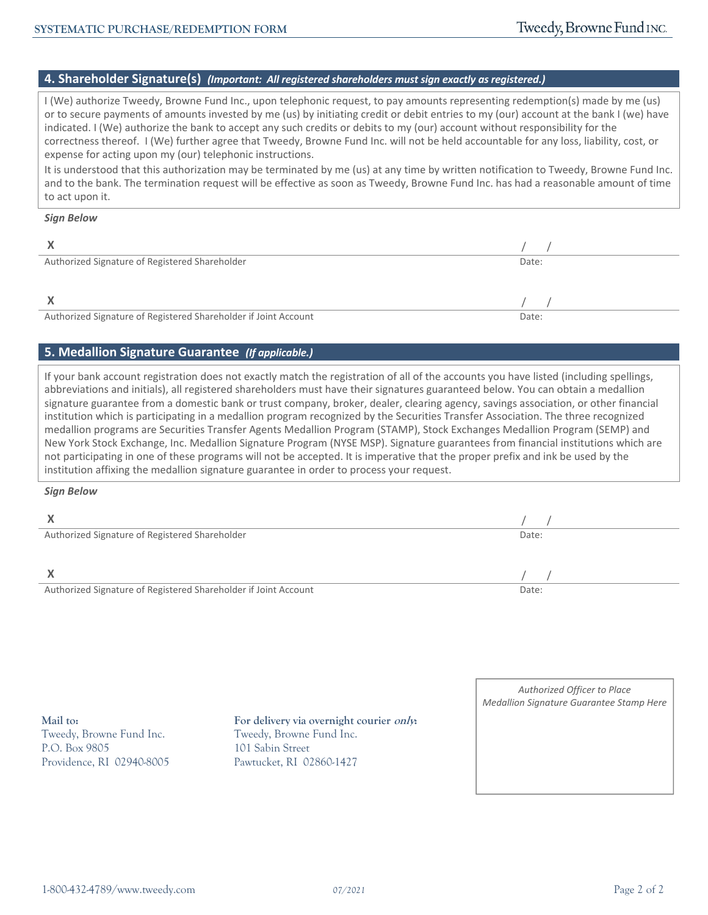## 4. Shareholder Signature(s) *(Important: All registered shareholders must sign exactly as registered.)*

I (We) authorize Tweedy, Browne Fund Inc., upon telephonic request, to pay amounts representing redemption(s) made by me (us) or to secure payments of amounts invested by me (us) by initiating credit or debit entries to my (our) account at the bank I (we) have indicated. I (We) authorize the bank to accept any such credits or debits to my (our) account without responsibility for the correctness thereof. I (We) further agree that Tweedy, Browne Fund Inc. will not be held accountable for any loss, liability, cost, or expense for acting upon my (our) telephonic instructions.

It is understood that this authorization may be terminated by me (us) at any time by written notification to Tweedy, Browne Fund Inc. and to the bank. The termination request will be effective as soon as Tweedy, Browne Fund Inc. has had a reasonable amount of time to act upon it.

***Sign Below***

X ______________________________ Date: / /

Authorized Signature of Registered Shareholder

X ______________________________ Date: / /

Authorized Signature of Registered Shareholder if Joint Account

## 5. Medallion Signature Guarantee *(If applicable.)*

If your bank account registration does not exactly match the registration of all of the accounts you have listed (including spellings, abbreviations and initials), all registered shareholders must have their signatures guaranteed below. You can obtain a medallion signature guarantee from a domestic bank or trust company, broker, dealer, clearing agency, savings association, or other financial institution which is participating in a medallion program recognized by the Securities Transfer Association. The three recognized medallion programs are Securities Transfer Agents Medallion Program (STAMP), Stock Exchanges Medallion Program (SEMP) and New York Stock Exchange, Inc. Medallion Signature Program (NYSE MSP). Signature guarantees from financial institutions which are not participating in one of these programs will not be accepted. It is imperative that the proper prefix and ink be used by the institution affixing the medallion signature guarantee in order to process your request.

***Sign Below***

X ______________________________ Date: / /

Authorized Signature of Registered Shareholder

X ______________________________ Date: / /

Authorized Signature of Registered Shareholder if Joint Account

*Authorized Officer to Place Medallion Signature Guarantee Stamp Here*

**Mail to:**
Tweedy, Browne Fund Inc.
P.O. Box 9805
Providence, RI 02940-8005

**For delivery via overnight courier *only*:**
Tweedy, Browne Fund Inc.
101 Sabin Street
Pawtucket, RI 02860-1427

1-800-432-4789/www.tweedy.com

*07/2021*